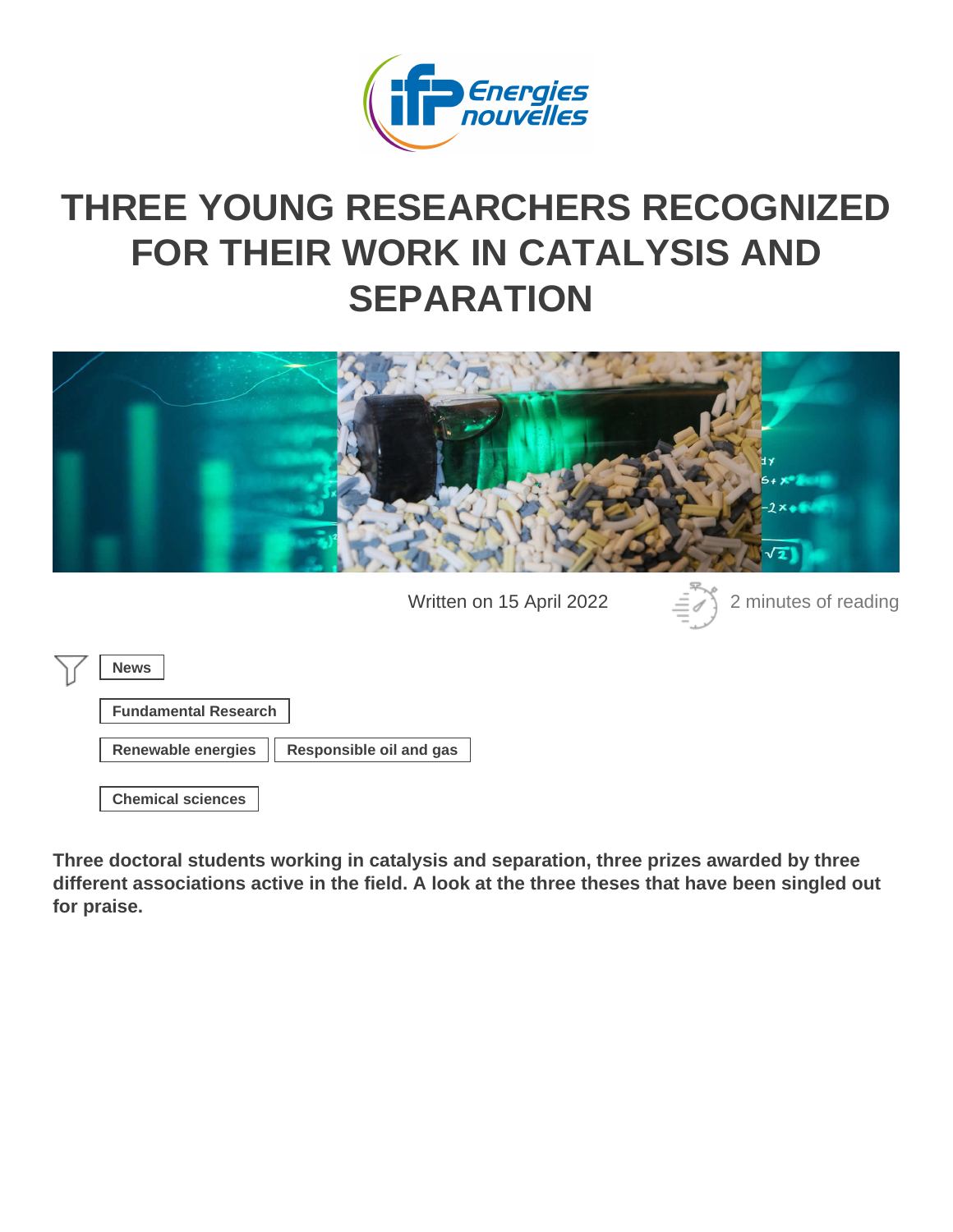# THREE YOUNG RESEARCHERS RECOGNIZED FOR THEIR WORK IN CATALYSIS AND SEPARATION

Written on 15 April 2022

2 minutes of reading

News

Fundamental Research

Renewable energies | Responsible oil and gas

Chemical sciences

**Three doctoral students working in catalysis and separation, three prizes awarded by three different associations active in the field. A look at the three theses that have been singled out for praise.**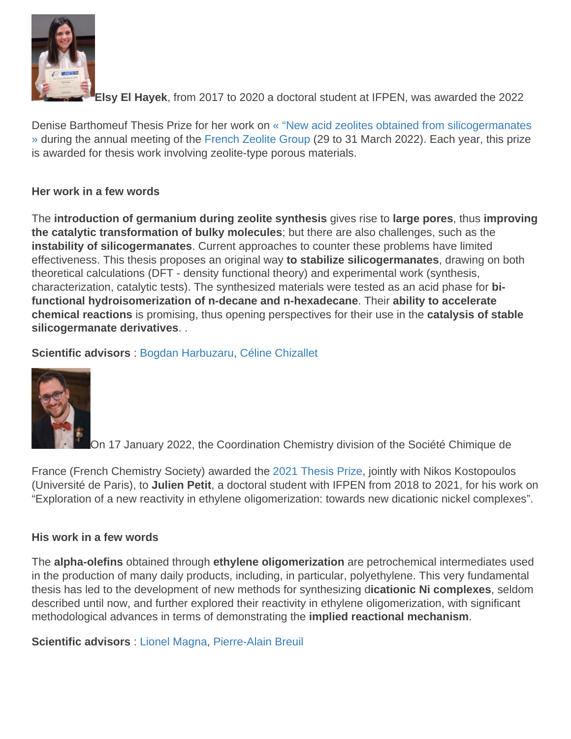**Elsy El Hayek**, from 2017 to 2020 a doctoral student at IFPEN, was awarded the 2022 Denise Barthomeuf Thesis Prize for her work on « “New acid zeolites obtained from silicogermanates » during the annual meeting of the French Zeolite Group (29 to 31 March 2022). Each year, this prize is awarded for thesis work involving zeolite-type porous materials.

**Her work in a few words**

The **introduction of germanium during zeolite synthesis** gives rise to **large pores**, thus **improving the catalytic transformation of bulky molecules**; but there are also challenges, such as the **instability of silicogermanates**. Current approaches to counter these problems have limited effectiveness. This thesis proposes an original way **to stabilize silicogermanates**, drawing on both theoretical calculations (DFT - density functional theory) and experimental work (synthesis, characterization, catalytic tests). The synthesized materials were tested as an acid phase for **bi-functional hydroisomerization of n-decane and n-hexadecane**. Their **ability to accelerate chemical reactions** is promising, thus opening perspectives for their use in the **catalysis of stable silicogermanate derivatives**. .

**Scientific advisors** : Bogdan Harbuzaru, Céline Chizallet

On 17 January 2022, the Coordination Chemistry division of the Société Chimique de France (French Chemistry Society) awarded the 2021 Thesis Prize, jointly with Nikos Kostopoulos (Université de Paris), to **Julien Petit**, a doctoral student with IFPEN from 2018 to 2021, for his work on “Exploration of a new reactivity in ethylene oligomerization: towards new dicationic nickel complexes”.

**His work in a few words**

The **alpha-olefins** obtained through **ethylene oligomerization** are petrochemical intermediates used in the production of many daily products, including, in particular, polyethylene. This very fundamental thesis has led to the development of new methods for synthesizing d**icationic Ni complexes**, seldom described until now, and further explored their reactivity in ethylene oligomerization, with significant methodological advances in terms of demonstrating the **implied reactional mechanism**.

**Scientific advisors** : Lionel Magna, Pierre-Alain Breuil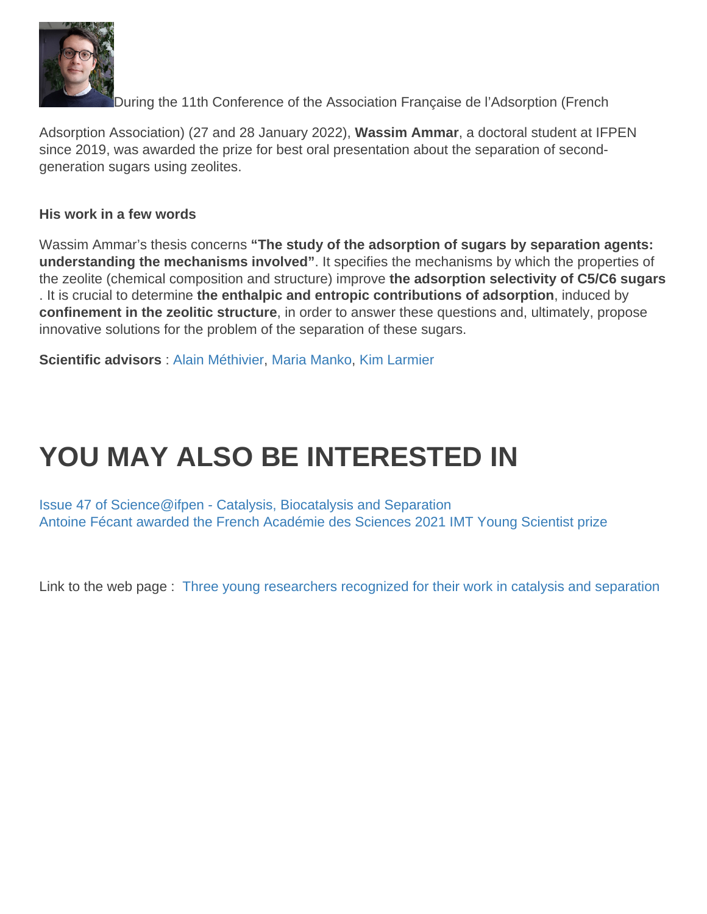During the 11th Conference of the Association Française de l'Adsorption (French Adsorption Association) (27 and 28 January 2022), **Wassim Ammar**, a doctoral student at IFPEN since 2019, was awarded the prize for best oral presentation about the separation of second-generation sugars using zeolites.

**His work in a few words**

Wassim Ammar's thesis concerns **"The study of the adsorption of sugars by separation agents: understanding the mechanisms involved"**. It specifies the mechanisms by which the properties of the zeolite (chemical composition and structure) improve **the adsorption selectivity of C5/C6 sugars**. It is crucial to determine **the enthalpic and entropic contributions of adsorption**, induced by **confinement in the zeolitic structure**, in order to answer these questions and, ultimately, propose innovative solutions for the problem of the separation of these sugars.

**Scientific advisors** : Alain Méthivier, Maria Manko, Kim Larmier

# YOU MAY ALSO BE INTERESTED IN

Issue 47 of Science@ifpen - Catalysis, Biocatalysis and Separation
Antoine Fécant awarded the French Académie des Sciences 2021 IMT Young Scientist prize

Link to the web page : Three young researchers recognized for their work in catalysis and separation